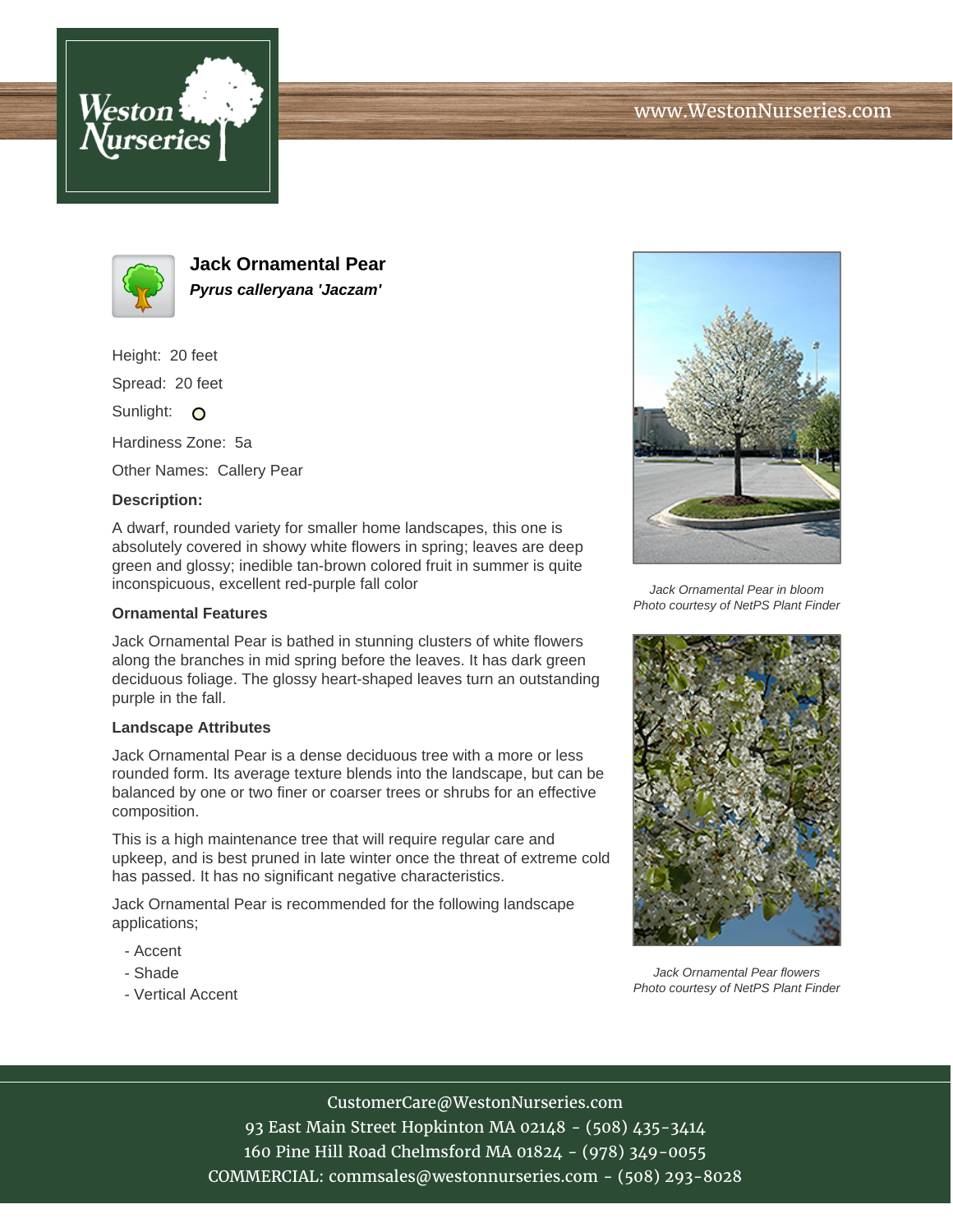# Jack Ornamental Pear

***Pyrus calleryana 'Jaczam'***

Height: 20 feet

Spread: 20 feet

Sunlight: O

Hardiness Zone: 5a

Other Names: Callery Pear

**Description:**

A dwarf, rounded variety for smaller home landscapes, this one is absolutely covered in showy white flowers in spring; leaves are deep green and glossy; inedible tan-brown colored fruit in summer is quite inconspicuous, excellent red-purple fall color

### Ornamental Features

Jack Ornamental Pear is bathed in stunning clusters of white flowers along the branches in mid spring before the leaves. It has dark green deciduous foliage. The glossy heart-shaped leaves turn an outstanding purple in the fall.

### Landscape Attributes

Jack Ornamental Pear is a dense deciduous tree with a more or less rounded form. Its average texture blends into the landscape, but can be balanced by one or two finer or coarser trees or shrubs for an effective composition.

This is a high maintenance tree that will require regular care and upkeep, and is best pruned in late winter once the threat of extreme cold has passed. It has no significant negative characteristics.

Jack Ornamental Pear is recommended for the following landscape applications;

- Accent
- Shade
- Vertical Accent

*Jack Ornamental Pear in bloom*
*Photo courtesy of NetPS Plant Finder*

*Jack Ornamental Pear flowers*
*Photo courtesy of NetPS Plant Finder*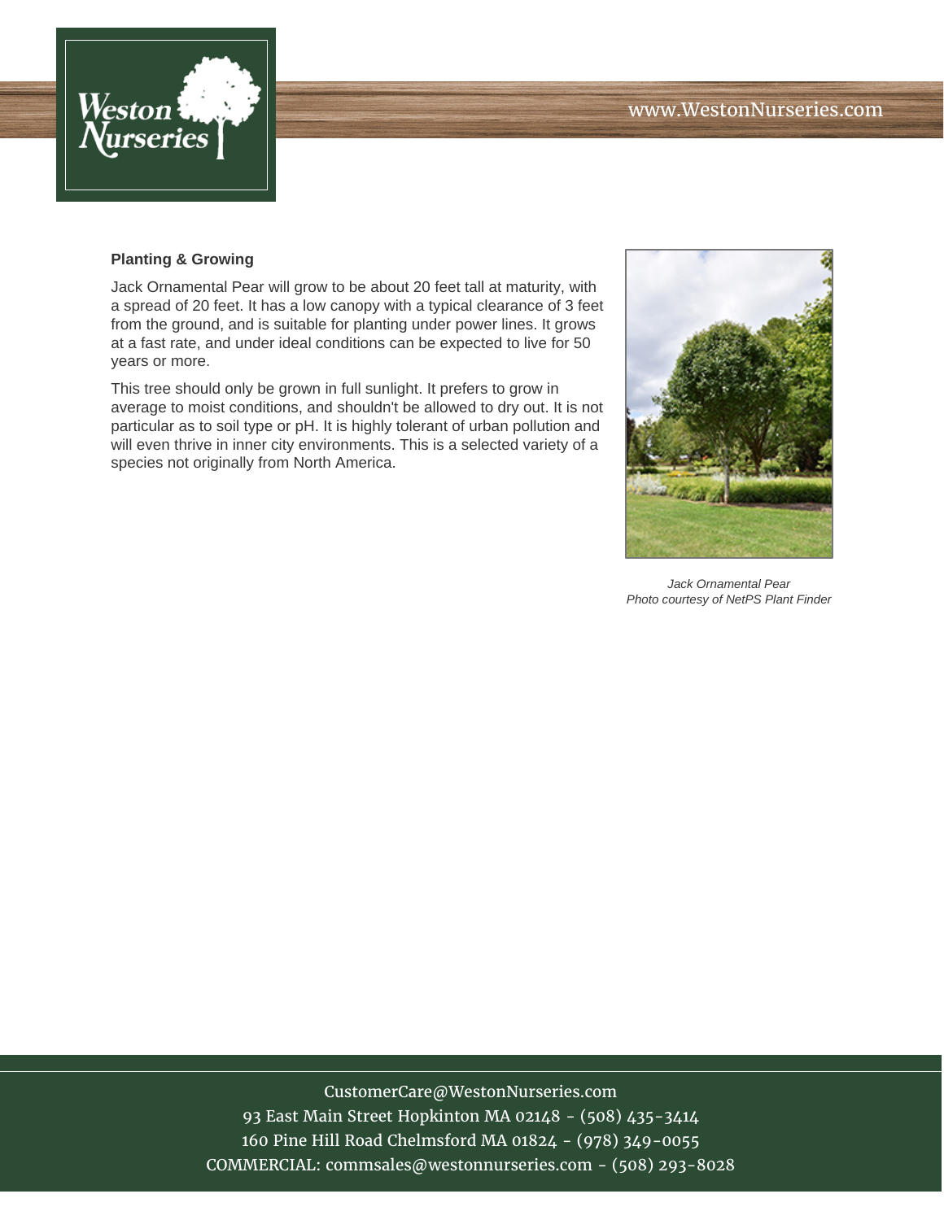### Planting & Growing

Jack Ornamental Pear will grow to be about 20 feet tall at maturity, with a spread of 20 feet. It has a low canopy with a typical clearance of 3 feet from the ground, and is suitable for planting under power lines. It grows at a fast rate, and under ideal conditions can be expected to live for 50 years or more.

This tree should only be grown in full sunlight. It prefers to grow in average to moist conditions, and shouldn't be allowed to dry out. It is not particular as to soil type or pH. It is highly tolerant of urban pollution and will even thrive in inner city environments. This is a selected variety of a species not originally from North America.

*Jack Ornamental Pear*
*Photo courtesy of NetPS Plant Finder*